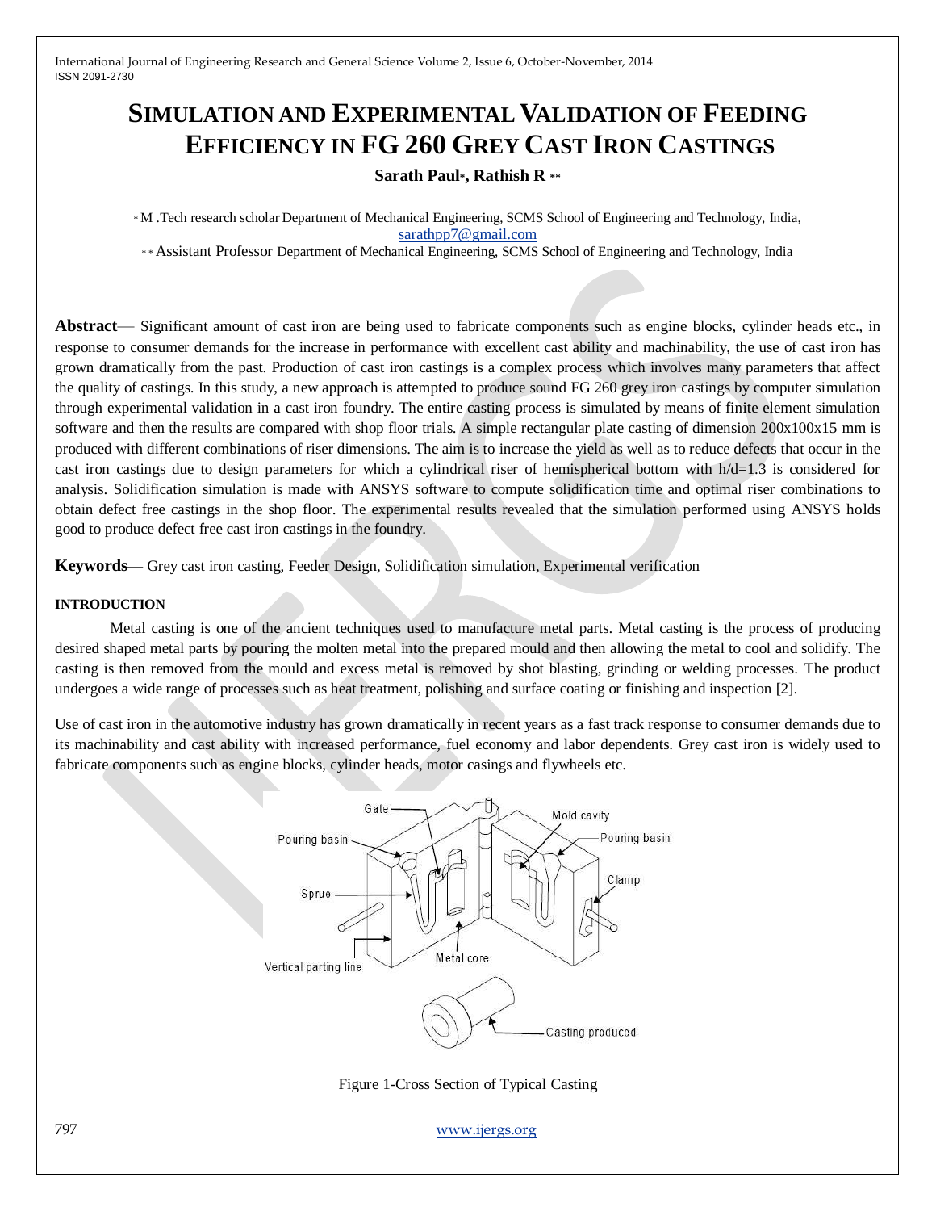# SIMULATION AND EXPERIMENTAL VALIDATION OF FEEDING EFFICIENCY IN FG 260 GREY CAST IRON CASTINGS

**Sarath Paul\*, Rathish R \*\***

\* M .Tech research scholar Department of Mechanical Engineering, SCMS School of Engineering and Technology, India, sarathpp7@gmail.com

\*\* Assistant Professor Department of Mechanical Engineering, SCMS School of Engineering and Technology, India

**Abstract**— Significant amount of cast iron are being used to fabricate components such as engine blocks, cylinder heads etc., in response to consumer demands for the increase in performance with excellent cast ability and machinability, the use of cast iron has grown dramatically from the past. Production of cast iron castings is a complex process which involves many parameters that affect the quality of castings. In this study, a new approach is attempted to produce sound FG 260 grey iron castings by computer simulation through experimental validation in a cast iron foundry. The entire casting process is simulated by means of finite element simulation software and then the results are compared with shop floor trials. A simple rectangular plate casting of dimension 200x100x15 mm is produced with different combinations of riser dimensions. The aim is to increase the yield as well as to reduce defects that occur in the cast iron castings due to design parameters for which a cylindrical riser of hemispherical bottom with h/d=1.3 is considered for analysis. Solidification simulation is made with ANSYS software to compute solidification time and optimal riser combinations to obtain defect free castings in the shop floor. The experimental results revealed that the simulation performed using ANSYS holds good to produce defect free cast iron castings in the foundry.

**Keywords**— Grey cast iron casting, Feeder Design, Solidification simulation, Experimental verification

## INTRODUCTION

Metal casting is one of the ancient techniques used to manufacture metal parts. Metal casting is the process of producing desired shaped metal parts by pouring the molten metal into the prepared mould and then allowing the metal to cool and solidify. The casting is then removed from the mould and excess metal is removed by shot blasting, grinding or welding processes. The product undergoes a wide range of processes such as heat treatment, polishing and surface coating or finishing and inspection [2].

Use of cast iron in the automotive industry has grown dramatically in recent years as a fast track response to consumer demands due to its machinability and cast ability with increased performance, fuel economy and labor dependents. Grey cast iron is widely used to fabricate components such as engine blocks, cylinder heads, motor casings and flywheels etc.

Figure 1-Cross Section of Typical Casting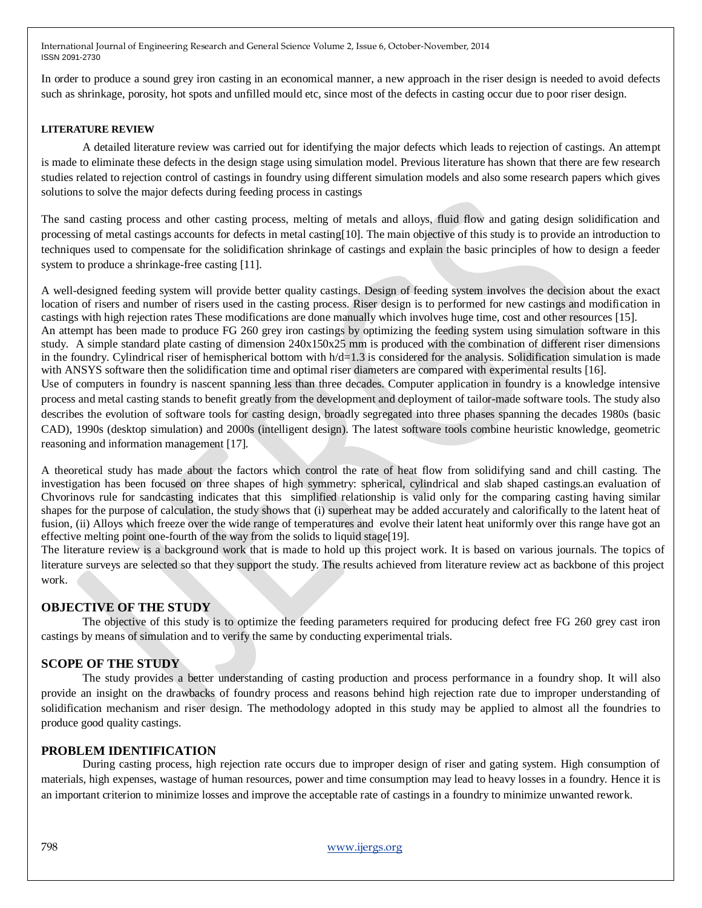In order to produce a sound grey iron casting in an economical manner, a new approach in the riser design is needed to avoid defects such as shrinkage, porosity, hot spots and unfilled mould etc, since most of the defects in casting occur due to poor riser design.

## LITERATURE REVIEW

A detailed literature review was carried out for identifying the major defects which leads to rejection of castings. An attempt is made to eliminate these defects in the design stage using simulation model. Previous literature has shown that there are few research studies related to rejection control of castings in foundry using different simulation models and also some research papers which gives solutions to solve the major defects during feeding process in castings

The sand casting process and other casting process, melting of metals and alloys, fluid flow and gating design solidification and processing of metal castings accounts for defects in metal casting[10]. The main objective of this study is to provide an introduction to techniques used to compensate for the solidification shrinkage of castings and explain the basic principles of how to design a feeder system to produce a shrinkage-free casting [11].

A well-designed feeding system will provide better quality castings. Design of feeding system involves the decision about the exact location of risers and number of risers used in the casting process. Riser design is to performed for new castings and modification in castings with high rejection rates These modifications are done manually which involves huge time, cost and other resources [15].
An attempt has been made to produce FG 260 grey iron castings by optimizing the feeding system using simulation software in this study. A simple standard plate casting of dimension 240x150x25 mm is produced with the combination of different riser dimensions in the foundry. Cylindrical riser of hemispherical bottom with h/d=1.3 is considered for the analysis. Solidification simulation is made with ANSYS software then the solidification time and optimal riser diameters are compared with experimental results [16].
Use of computers in foundry is nascent spanning less than three decades. Computer application in foundry is a knowledge intensive process and metal casting stands to benefit greatly from the development and deployment of tailor-made software tools. The study also describes the evolution of software tools for casting design, broadly segregated into three phases spanning the decades 1980s (basic CAD), 1990s (desktop simulation) and 2000s (intelligent design). The latest software tools combine heuristic knowledge, geometric reasoning and information management [17].

A theoretical study has made about the factors which control the rate of heat flow from solidifying sand and chill casting. The investigation has been focused on three shapes of high symmetry: spherical, cylindrical and slab shaped castings.an evaluation of Chvorinovs rule for sandcasting indicates that this simplified relationship is valid only for the comparing casting having similar shapes for the purpose of calculation, the study shows that (i) superheat may be added accurately and calorifically to the latent heat of fusion, (ii) Alloys which freeze over the wide range of temperatures and evolve their latent heat uniformly over this range have got an effective melting point one-fourth of the way from the solids to liquid stage[19].
The literature review is a background work that is made to hold up this project work. It is based on various journals. The topics of literature surveys are selected so that they support the study. The results achieved from literature review act as backbone of this project work.

## OBJECTIVE OF THE STUDY

The objective of this study is to optimize the feeding parameters required for producing defect free FG 260 grey cast iron castings by means of simulation and to verify the same by conducting experimental trials.

## SCOPE OF THE STUDY

The study provides a better understanding of casting production and process performance in a foundry shop. It will also provide an insight on the drawbacks of foundry process and reasons behind high rejection rate due to improper understanding of solidification mechanism and riser design. The methodology adopted in this study may be applied to almost all the foundries to produce good quality castings.

## PROBLEM IDENTIFICATION

During casting process, high rejection rate occurs due to improper design of riser and gating system. High consumption of materials, high expenses, wastage of human resources, power and time consumption may lead to heavy losses in a foundry. Hence it is an important criterion to minimize losses and improve the acceptable rate of castings in a foundry to minimize unwanted rework.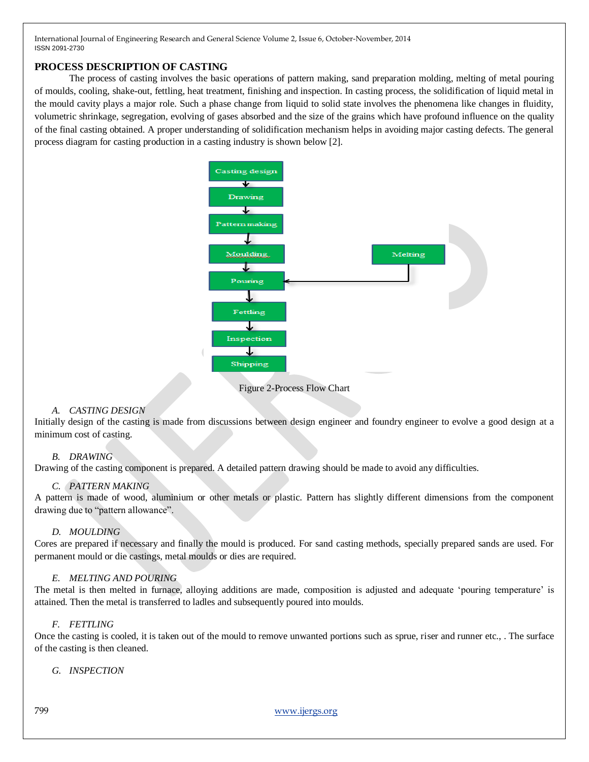## PROCESS DESCRIPTION OF CASTING

The process of casting involves the basic operations of pattern making, sand preparation molding, melting of metal pouring of moulds, cooling, shake-out, fettling, heat treatment, finishing and inspection. In casting process, the solidification of liquid metal in the mould cavity plays a major role. Such a phase change from liquid to solid state involves the phenomena like changes in fluidity, volumetric shrinkage, segregation, evolving of gases absorbed and the size of the grains which have profound influence on the quality of the final casting obtained. A proper understanding of solidification mechanism helps in avoiding major casting defects. The general process diagram for casting production in a casting industry is shown below [2].

Casting design → Drawing → Pattern making → Moulding → Pouring → Fettling → Inspection → Shipping

Melting → Pouring

Figure 2-Process Flow Chart

### *A. CASTING DESIGN*

Initially design of the casting is made from discussions between design engineer and foundry engineer to evolve a good design at a minimum cost of casting.

### *B. DRAWING*

Drawing of the casting component is prepared. A detailed pattern drawing should be made to avoid any difficulties.

### *C. PATTERN MAKING*

A pattern is made of wood, aluminium or other metals or plastic. Pattern has slightly different dimensions from the component drawing due to "pattern allowance".

### *D. MOULDING*

Cores are prepared if necessary and finally the mould is produced. For sand casting methods, specially prepared sands are used. For permanent mould or die castings, metal moulds or dies are required.

### *E. MELTING AND POURING*

The metal is then melted in furnace, alloying additions are made, composition is adjusted and adequate 'pouring temperature' is attained. Then the metal is transferred to ladles and subsequently poured into moulds.

### *F. FETTLING*

Once the casting is cooled, it is taken out of the mould to remove unwanted portions such as sprue, riser and runner etc., . The surface of the casting is then cleaned.

### *G. INSPECTION*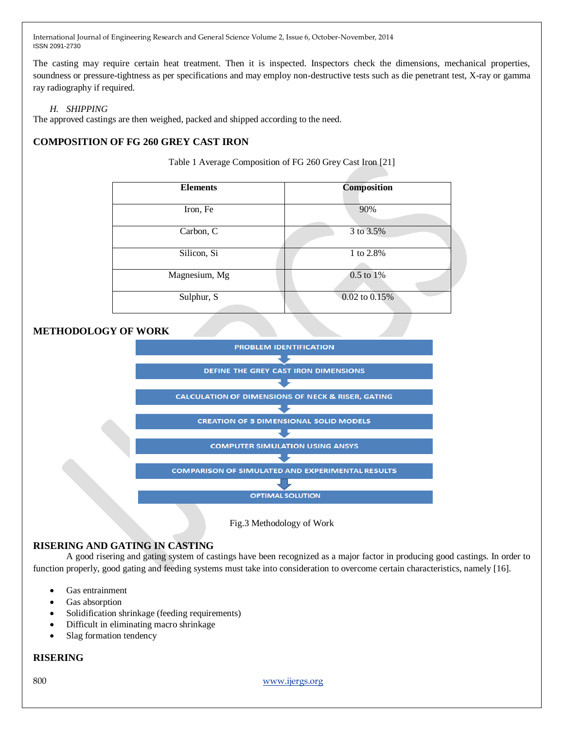The casting may require certain heat treatment. Then it is inspected. Inspectors check the dimensions, mechanical properties, soundness or pressure-tightness as per specifications and may employ non-destructive tests such as die penetrant test, X-ray or gamma ray radiography if required.

*H. SHIPPING*

The approved castings are then weighed, packed and shipped according to the need.

## COMPOSITION OF FG 260 GREY CAST IRON

Table 1 Average Composition of FG 260 Grey Cast Iron [21]

| Elements | Composition |
|---|---|
| Iron, Fe | 90% |
| Carbon, C | 3 to 3.5% |
| Silicon, Si | 1 to 2.8% |
| Magnesium, Mg | 0.5 to 1% |
| Sulphur, S | 0.02 to 0.15% |

## METHODOLOGY OF WORK

PROBLEM IDENTIFICATION
↓
DEFINE THE GREY CAST IRON DIMENSIONS
↓
CALCULATION OF DIMENSIONS OF NECK & RISER, GATING
↓
CREATION OF 3 DIMENSIONAL SOLID MODELS
↓
COMPUTER SIMULATION USING ANSYS
↓
COMPARISON OF SIMULATED AND EXPERIMENTAL RESULTS
↓
OPTIMAL SOLUTION

Fig.3 Methodology of Work

## RISERING AND GATING IN CASTING

A good risering and gating system of castings have been recognized as a major factor in producing good castings. In order to function properly, good gating and feeding systems must take into consideration to overcome certain characteristics, namely [16].

- Gas entrainment
- Gas absorption
- Solidification shrinkage (feeding requirements)
- Difficult in eliminating macro shrinkage
- Slag formation tendency

## RISERING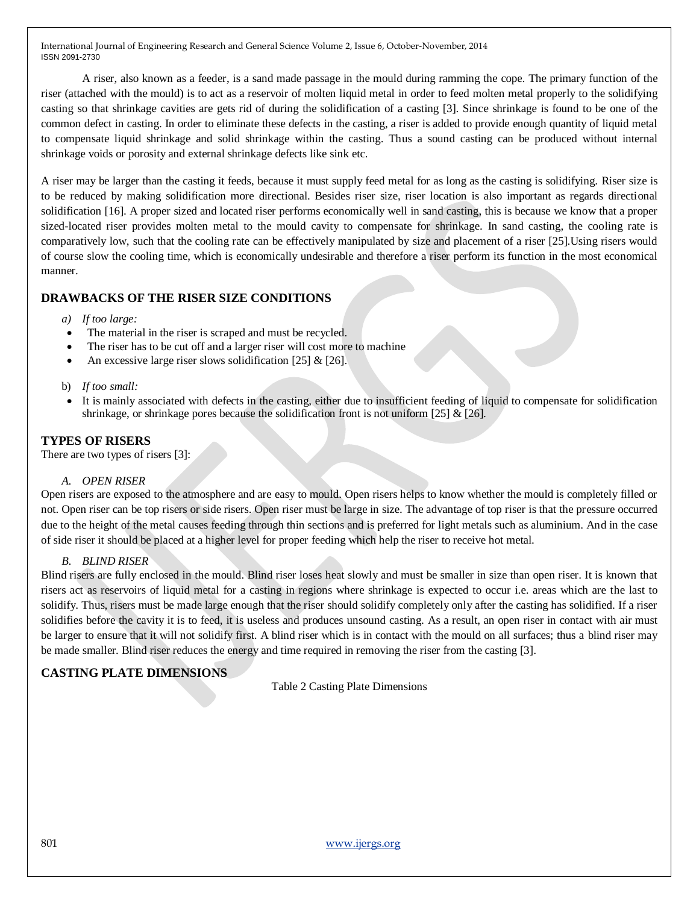A riser, also known as a feeder, is a sand made passage in the mould during ramming the cope. The primary function of the riser (attached with the mould) is to act as a reservoir of molten liquid metal in order to feed molten metal properly to the solidifying casting so that shrinkage cavities are gets rid of during the solidification of a casting [3]. Since shrinkage is found to be one of the common defect in casting. In order to eliminate these defects in the casting, a riser is added to provide enough quantity of liquid metal to compensate liquid shrinkage and solid shrinkage within the casting. Thus a sound casting can be produced without internal shrinkage voids or porosity and external shrinkage defects like sink etc.

A riser may be larger than the casting it feeds, because it must supply feed metal for as long as the casting is solidifying. Riser size is to be reduced by making solidification more directional. Besides riser size, riser location is also important as regards directional solidification [16]. A proper sized and located riser performs economically well in sand casting, this is because we know that a proper sized-located riser provides molten metal to the mould cavity to compensate for shrinkage. In sand casting, the cooling rate is comparatively low, such that the cooling rate can be effectively manipulated by size and placement of a riser [25].Using risers would of course slow the cooling time, which is economically undesirable and therefore a riser perform its function in the most economical manner.

## DRAWBACKS OF THE RISER SIZE CONDITIONS

a) *If too large:*

- The material in the riser is scraped and must be recycled.
- The riser has to be cut off and a larger riser will cost more to machine
- An excessive large riser slows solidification [25] & [26].

b) *If too small:*

- It is mainly associated with defects in the casting, either due to insufficient feeding of liquid to compensate for solidification shrinkage, or shrinkage pores because the solidification front is not uniform [25] & [26].

## TYPES OF RISERS

There are two types of risers [3]:

### *A. OPEN RISER*

Open risers are exposed to the atmosphere and are easy to mould. Open risers helps to know whether the mould is completely filled or not. Open riser can be top risers or side risers. Open riser must be large in size. The advantage of top riser is that the pressure occurred due to the height of the metal causes feeding through thin sections and is preferred for light metals such as aluminium. And in the case of side riser it should be placed at a higher level for proper feeding which help the riser to receive hot metal.

### *B. BLIND RISER*

Blind risers are fully enclosed in the mould. Blind riser loses heat slowly and must be smaller in size than open riser. It is known that risers act as reservoirs of liquid metal for a casting in regions where shrinkage is expected to occur i.e. areas which are the last to solidify. Thus, risers must be made large enough that the riser should solidify completely only after the casting has solidified. If a riser solidifies before the cavity it is to feed, it is useless and produces unsound casting. As a result, an open riser in contact with air must be larger to ensure that it will not solidify first. A blind riser which is in contact with the mould on all surfaces; thus a blind riser may be made smaller. Blind riser reduces the energy and time required in removing the riser from the casting [3].

## CASTING PLATE DIMENSIONS

Table 2 Casting Plate Dimensions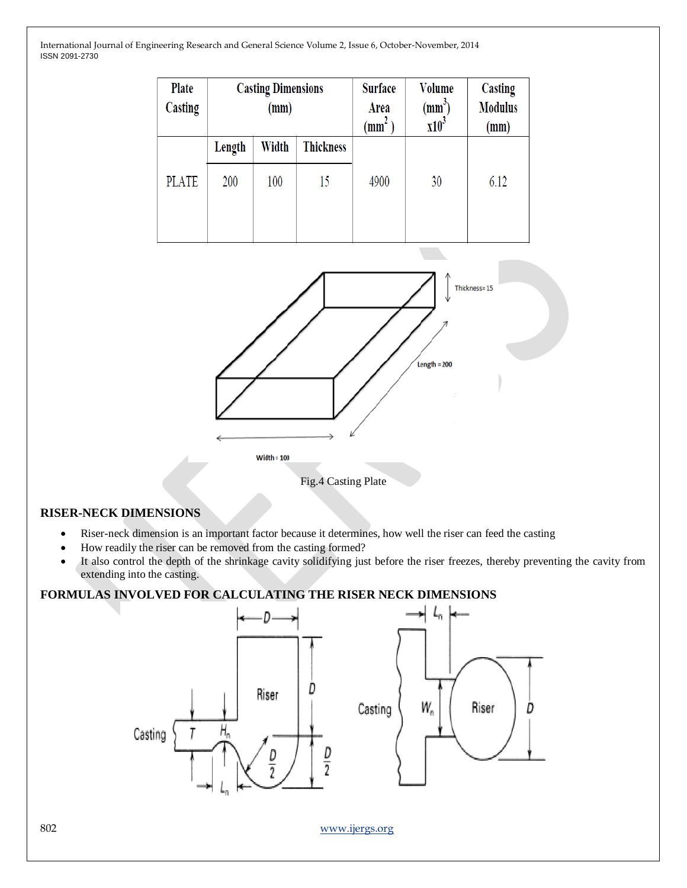| Plate Casting | Casting Dimensions (mm) | | | Surface Area ($mm^2$) | Volume ($mm^3$) $x10^3$ | Casting Modulus (mm) |
|---|---|---|---|---|---|---|
| | Length | Width | Thickness | | | |
| PLATE | 200 | 100 | 15 | 4900 | 30 | 6.12 |

Fig.4 Casting Plate

## RISER-NECK DIMENSIONS

- Riser-neck dimension is an important factor because it determines, how well the riser can feed the casting
- How readily the riser can be removed from the casting formed?
- It also control the depth of the shrinkage cavity solidifying just before the riser freezes, thereby preventing the cavity from extending into the casting.

## FORMULAS INVOLVED FOR CALCULATING THE RISER NECK DIMENSIONS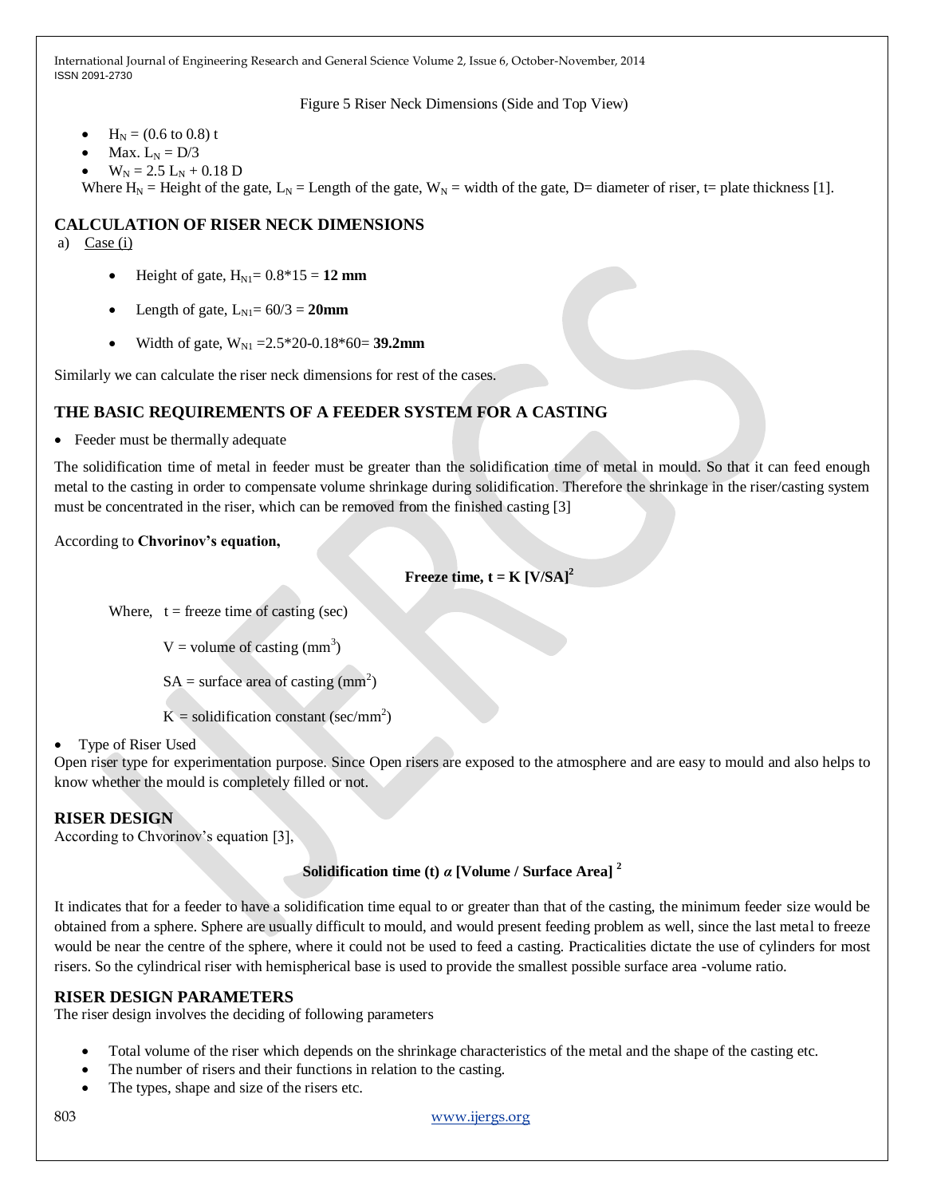Figure 5 Riser Neck Dimensions (Side and Top View)

- $H_N = (0.6 \text{ to } 0.8)\, t$
- Max. $L_N = D/3$
- $W_N = 2.5\, L_N + 0.18\, D$

Where $H_N$ = Height of the gate, $L_N$ = Length of the gate, $W_N$ = width of the gate, D= diameter of riser, t= plate thickness [1].

## CALCULATION OF RISER NECK DIMENSIONS

a) Case (i)

- Height of gate, $H_{N1} = 0.8*15 =$ **12 mm**
- Length of gate, $L_{N1} = 60/3 =$ **20mm**
- Width of gate, $W_{N1} = 2.5*20-0.18*60 =$ **39.2mm**

Similarly we can calculate the riser neck dimensions for rest of the cases.

## THE BASIC REQUIREMENTS OF A FEEDER SYSTEM FOR A CASTING

- Feeder must be thermally adequate

The solidification time of metal in feeder must be greater than the solidification time of metal in mould. So that it can feed enough metal to the casting in order to compensate volume shrinkage during solidification. Therefore the shrinkage in the riser/casting system must be concentrated in the riser, which can be removed from the finished casting [3]

According to **Chvorinov's equation,**

$$\textbf{Freeze time, } t = K\, [V/SA]^2$$

Where, t = freeze time of casting (sec)

V = volume of casting ($mm^3$)

SA = surface area of casting ($mm^2$)

K = solidification constant ($sec/mm^2$)

- Type of Riser Used

Open riser type for experimentation purpose. Since Open risers are exposed to the atmosphere and are easy to mould and also helps to know whether the mould is completely filled or not.

## RISER DESIGN

According to Chvorinov's equation [3],

$$\textbf{Solidification time (t) } \alpha \textbf{ [Volume / Surface Area]}^2$$

It indicates that for a feeder to have a solidification time equal to or greater than that of the casting, the minimum feeder size would be obtained from a sphere. Sphere are usually difficult to mould, and would present feeding problem as well, since the last metal to freeze would be near the centre of the sphere, where it could not be used to feed a casting. Practicalities dictate the use of cylinders for most risers. So the cylindrical riser with hemispherical base is used to provide the smallest possible surface area -volume ratio.

## RISER DESIGN PARAMETERS

The riser design involves the deciding of following parameters

- Total volume of the riser which depends on the shrinkage characteristics of the metal and the shape of the casting etc.
- The number of risers and their functions in relation to the casting.
- The types, shape and size of the risers etc.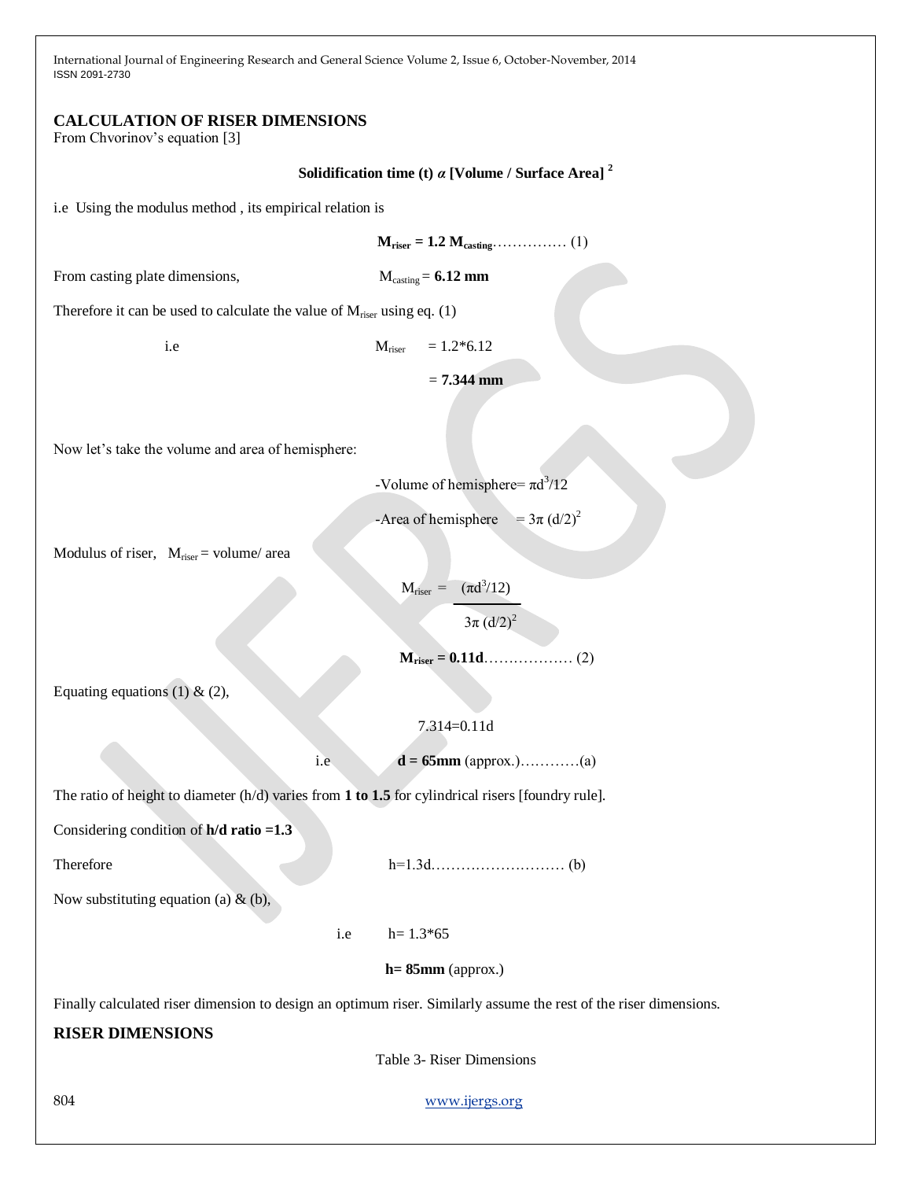## CALCULATION OF RISER DIMENSIONS

From Chvorinov's equation [3]

**Solidification time (t) *α* [Volume / Surface Area] ²**

i.e Using the modulus method , its empirical relation is

$$\mathbf{M_{riser} = 1.2\ M_{casting}} \quad \ldots\ldots\ldots\ldots\ldots (1)$$

From casting plate dimensions, $M_{casting}$ = **6.12 mm**

Therefore it can be used to calculate the value of $M_{riser}$ using eq. (1)

i.e $M_{riser}$ = 1.2*6.12

= **7.344 mm**

Now let's take the volume and area of hemisphere:

-Volume of hemisphere= $\pi d^3/12$

-Area of hemisphere = $3\pi\ (d/2)^2$

Modulus of riser, $M_{riser}$ = volume/ area

$$M_{riser} = \frac{(\pi d^3/12)}{3\pi\ (d/2)^2}$$

$$\mathbf{M_{riser} = 0.11d} \quad \ldots\ldots\ldots\ldots\ldots\ldots (2)$$

Equating equations (1) & (2),

7.314=0.11d

i.e **d = 65mm** (approx.)…………(a)

The ratio of height to diameter (h/d) varies from **1 to 1.5** for cylindrical risers [foundry rule].

Considering condition of **h/d ratio =1.3**

Therefore h=1.3d……………………… (b)

Now substituting equation (a) & (b),

i.e h= 1.3*65

**h= 85mm** (approx.)

Finally calculated riser dimension to design an optimum riser. Similarly assume the rest of the riser dimensions.

## RISER DIMENSIONS

Table 3- Riser Dimensions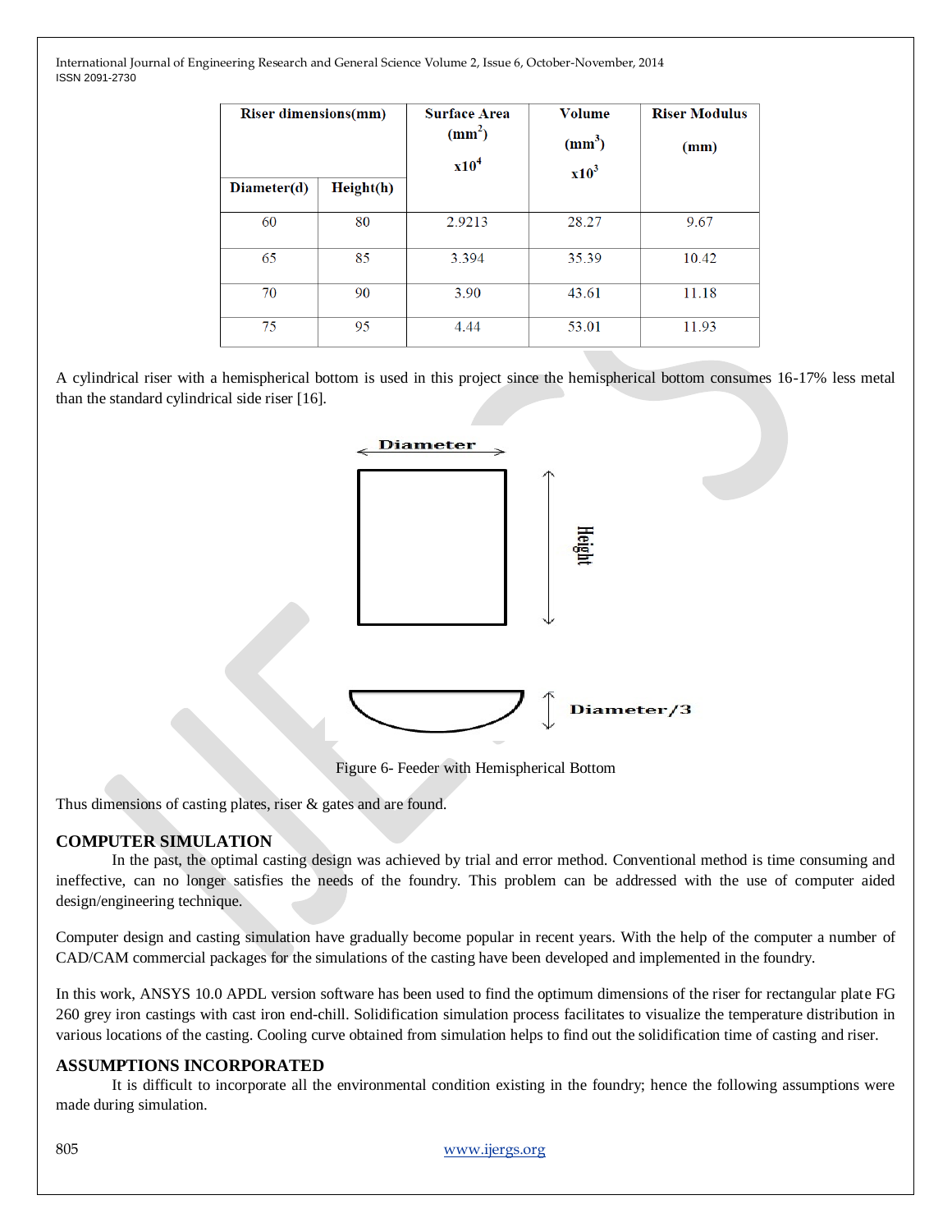| Riser dimensions(mm) | | Surface Area ($mm^2$) $x10^4$ | Volume ($mm^3$) $x10^3$ | Riser Modulus (mm) |
|---|---|---|---|---|
| Diameter(d) | Height(h) | | | |
| 60 | 80 | 2.9213 | 28.27 | 9.67 |
| 65 | 85 | 3.394 | 35.39 | 10.42 |
| 70 | 90 | 3.90 | 43.61 | 11.18 |
| 75 | 95 | 4.44 | 53.01 | 11.93 |

A cylindrical riser with a hemispherical bottom is used in this project since the hemispherical bottom consumes 16-17% less metal than the standard cylindrical side riser [16].

Figure 6- Feeder with Hemispherical Bottom

Thus dimensions of casting plates, riser & gates and are found.

## COMPUTER SIMULATION

In the past, the optimal casting design was achieved by trial and error method. Conventional method is time consuming and ineffective, can no longer satisfies the needs of the foundry. This problem can be addressed with the use of computer aided design/engineering technique.

Computer design and casting simulation have gradually become popular in recent years. With the help of the computer a number of CAD/CAM commercial packages for the simulations of the casting have been developed and implemented in the foundry.

In this work, ANSYS 10.0 APDL version software has been used to find the optimum dimensions of the riser for rectangular plate FG 260 grey iron castings with cast iron end-chill. Solidification simulation process facilitates to visualize the temperature distribution in various locations of the casting. Cooling curve obtained from simulation helps to find out the solidification time of casting and riser.

## ASSUMPTIONS INCORPORATED

It is difficult to incorporate all the environmental condition existing in the foundry; hence the following assumptions were made during simulation.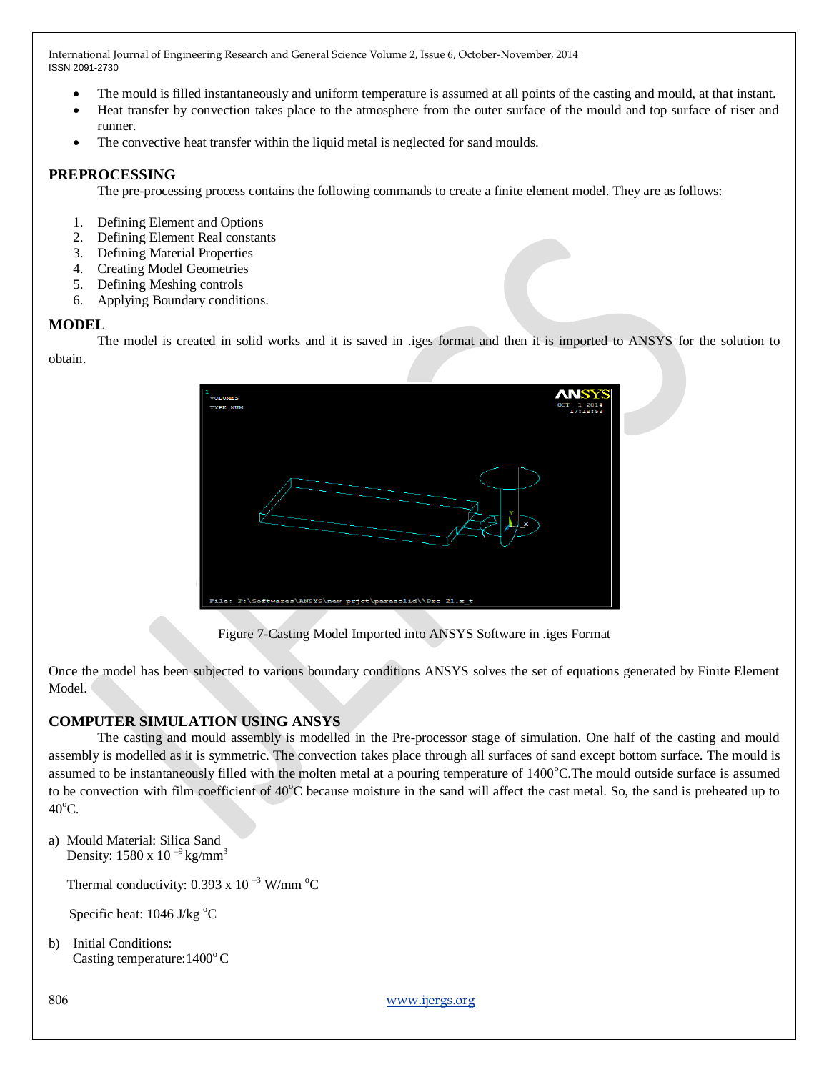- The mould is filled instantaneously and uniform temperature is assumed at all points of the casting and mould, at that instant.
- Heat transfer by convection takes place to the atmosphere from the outer surface of the mould and top surface of riser and runner.
- The convective heat transfer within the liquid metal is neglected for sand moulds.

## PREPROCESSING

The pre-processing process contains the following commands to create a finite element model. They are as follows:

1. Defining Element and Options
2. Defining Element Real constants
3. Defining Material Properties
4. Creating Model Geometries
5. Defining Meshing controls
6. Applying Boundary conditions.

## MODEL

The model is created in solid works and it is saved in .iges format and then it is imported to ANSYS for the solution to obtain.

Figure 7-Casting Model Imported into ANSYS Software in .iges Format

Once the model has been subjected to various boundary conditions ANSYS solves the set of equations generated by Finite Element Model.

## COMPUTER SIMULATION USING ANSYS

The casting and mould assembly is modelled in the Pre-processor stage of simulation. One half of the casting and mould assembly is modelled as it is symmetric. The convection takes place through all surfaces of sand except bottom surface. The mould is assumed to be instantaneously filled with the molten metal at a pouring temperature of $1400^{o}$C.The mould outside surface is assumed to be convection with film coefficient of $40^{o}$C because moisture in the sand will affect the cast metal. So, the sand is preheated up to $40^{o}$C.

a) Mould Material: Silica Sand
   Density: $1580 \times 10^{-9}$ kg/mm$^3$

   Thermal conductivity: $0.393 \times 10^{-3}$ W/mm $^{o}$C

   Specific heat: 1046 J/kg $^{o}$C

b) Initial Conditions:
   Casting temperature: $1400^{o}$ C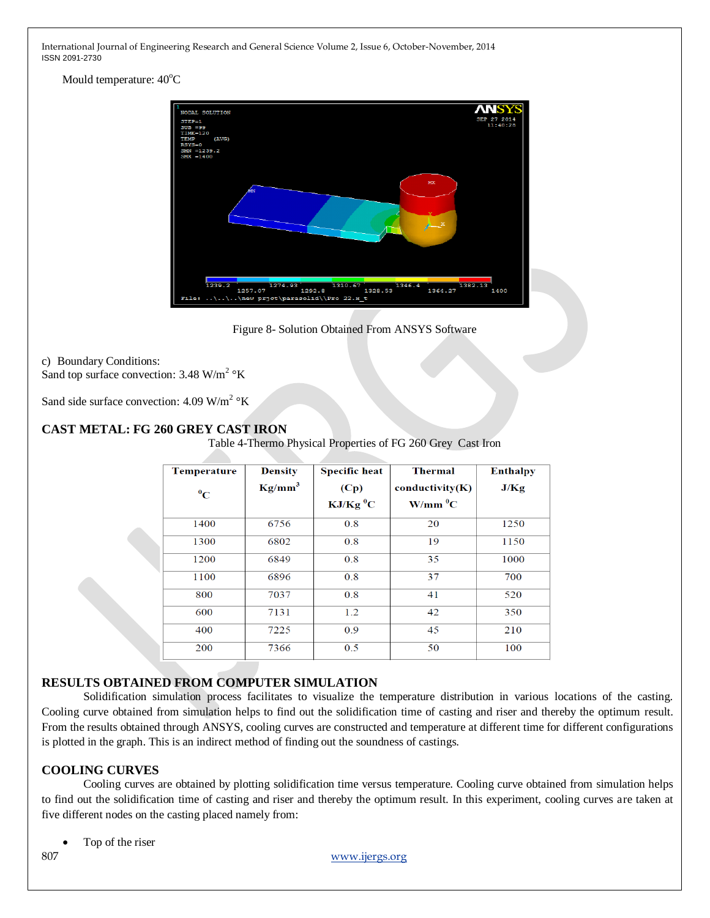Mould temperature: 40°C

Figure 8- Solution Obtained From ANSYS Software

c) Boundary Conditions:
Sand top surface convection: 3.48 W/m$^2$ °K

Sand side surface convection: 4.09 W/m$^2$ °K

## CAST METAL: FG 260 GREY CAST IRON

Table 4-Thermo Physical Properties of FG 260 Grey Cast Iron

| Temperature °C | Density Kg/mm$^3$ | Specific heat (Cp) KJ/Kg °C | Thermal conductivity(K) W/mm °C | Enthalpy J/Kg |
|---|---|---|---|---|
| 1400 | 6756 | 0.8 | 20 | 1250 |
| 1300 | 6802 | 0.8 | 19 | 1150 |
| 1200 | 6849 | 0.8 | 35 | 1000 |
| 1100 | 6896 | 0.8 | 37 | 700 |
| 800 | 7037 | 0.8 | 41 | 520 |
| 600 | 7131 | 1.2 | 42 | 350 |
| 400 | 7225 | 0.9 | 45 | 210 |
| 200 | 7366 | 0.5 | 50 | 100 |

## RESULTS OBTAINED FROM COMPUTER SIMULATION

Solidification simulation process facilitates to visualize the temperature distribution in various locations of the casting. Cooling curve obtained from simulation helps to find out the solidification time of casting and riser and thereby the optimum result. From the results obtained through ANSYS, cooling curves are constructed and temperature at different time for different configurations is plotted in the graph. This is an indirect method of finding out the soundness of castings.

## COOLING CURVES

Cooling curves are obtained by plotting solidification time versus temperature. Cooling curve obtained from simulation helps to find out the solidification time of casting and riser and thereby the optimum result. In this experiment, cooling curves are taken at five different nodes on the casting placed namely from:

- Top of the riser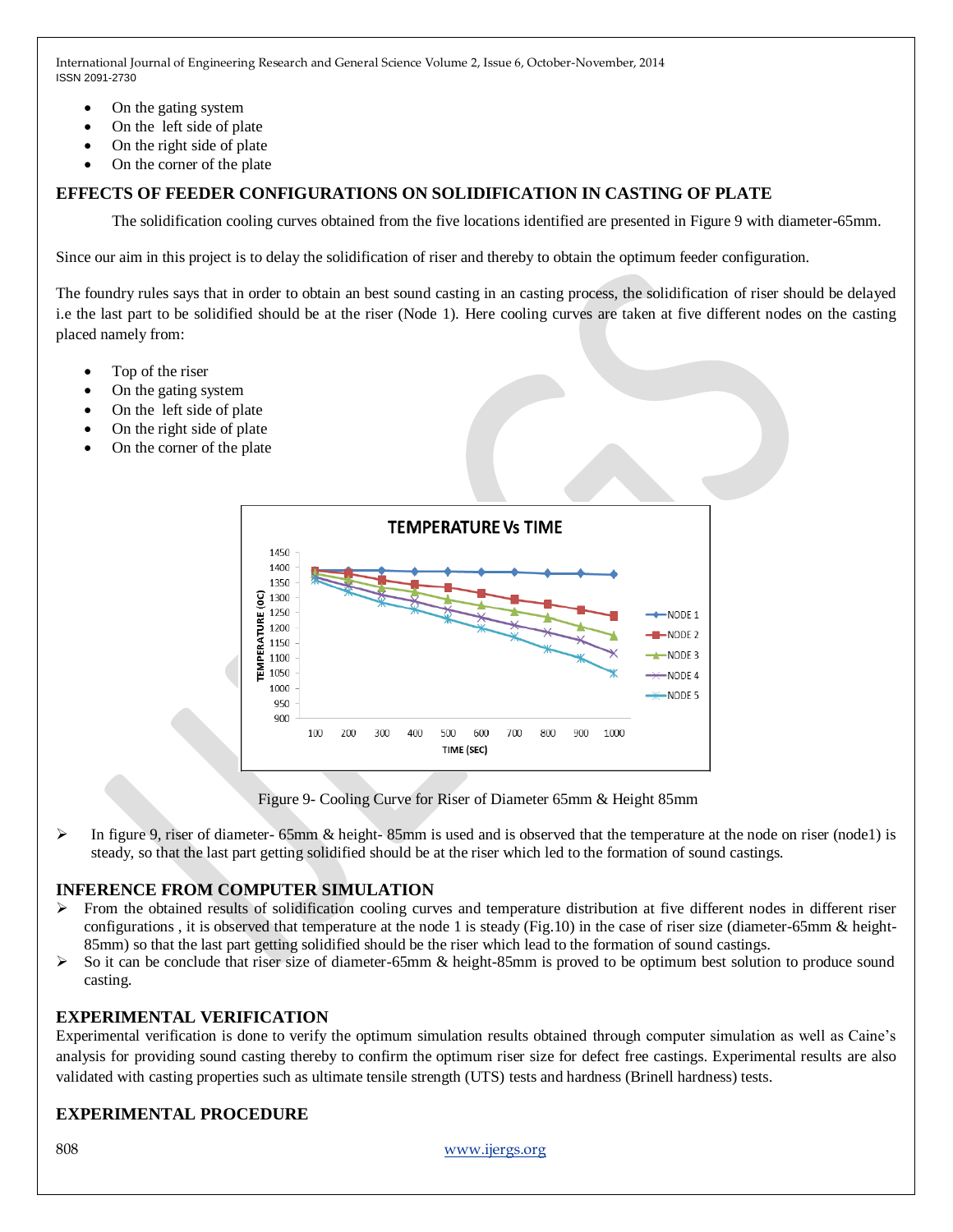- On the gating system
- On the left side of plate
- On the right side of plate
- On the corner of the plate

## EFFECTS OF FEEDER CONFIGURATIONS ON SOLIDIFICATION IN CASTING OF PLATE

The solidification cooling curves obtained from the five locations identified are presented in Figure 9 with diameter-65mm.

Since our aim in this project is to delay the solidification of riser and thereby to obtain the optimum feeder configuration.

The foundry rules says that in order to obtain an best sound casting in an casting process, the solidification of riser should be delayed i.e the last part to be solidified should be at the riser (Node 1). Here cooling curves are taken at five different nodes on the casting placed namely from:

- Top of the riser
- On the gating system
- On the left side of plate
- On the right side of plate
- On the corner of the plate

Figure 9- Cooling Curve for Riser of Diameter 65mm & Height 85mm

- In figure 9, riser of diameter- 65mm & height- 85mm is used and is observed that the temperature at the node on riser (node1) is steady, so that the last part getting solidified should be at the riser which led to the formation of sound castings.

## INFERENCE FROM COMPUTER SIMULATION

- From the obtained results of solidification cooling curves and temperature distribution at five different nodes in different riser configurations , it is observed that temperature at the node 1 is steady (Fig.10) in the case of riser size (diameter-65mm & height-85mm) so that the last part getting solidified should be the riser which lead to the formation of sound castings.
- So it can be conclude that riser size of diameter-65mm & height-85mm is proved to be optimum best solution to produce sound casting.

## EXPERIMENTAL VERIFICATION

Experimental verification is done to verify the optimum simulation results obtained through computer simulation as well as Caine's analysis for providing sound casting thereby to confirm the optimum riser size for defect free castings. Experimental results are also validated with casting properties such as ultimate tensile strength (UTS) tests and hardness (Brinell hardness) tests.

## EXPERIMENTAL PROCEDURE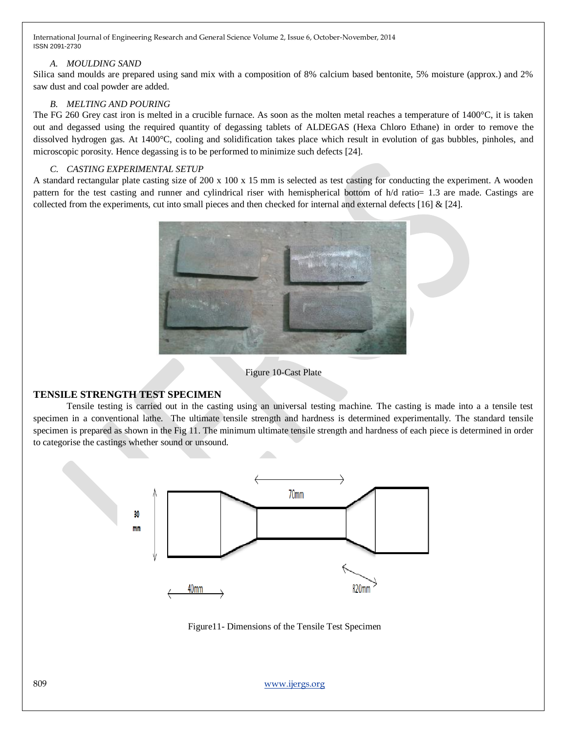### A. MOULDING SAND

Silica sand moulds are prepared using sand mix with a composition of 8% calcium based bentonite, 5% moisture (approx.) and 2% saw dust and coal powder are added.

### B. MELTING AND POURING

The FG 260 Grey cast iron is melted in a crucible furnace. As soon as the molten metal reaches a temperature of 1400°C, it is taken out and degassed using the required quantity of degassing tablets of ALDEGAS (Hexa Chloro Ethane) in order to remove the dissolved hydrogen gas. At 1400°C, cooling and solidification takes place which result in evolution of gas bubbles, pinholes, and microscopic porosity. Hence degassing is to be performed to minimize such defects [24].

### C. CASTING EXPERIMENTAL SETUP

A standard rectangular plate casting size of 200 x 100 x 15 mm is selected as test casting for conducting the experiment. A wooden pattern for the test casting and runner and cylindrical riser with hemispherical bottom of h/d ratio= 1.3 are made. Castings are collected from the experiments, cut into small pieces and then checked for internal and external defects [16] & [24].

Figure 10-Cast Plate

## TENSILE STRENGTH TEST SPECIMEN

Tensile testing is carried out in the casting using an universal testing machine. The casting is made into a a tensile test specimen in a conventional lathe. The ultimate tensile strength and hardness is determined experimentally. The standard tensile specimen is prepared as shown in the Fig 11. The minimum ultimate tensile strength and hardness of each piece is determined in order to categorise the castings whether sound or unsound.

70mm

30 mm

40mm

R20mm

Figure11- Dimensions of the Tensile Test Specimen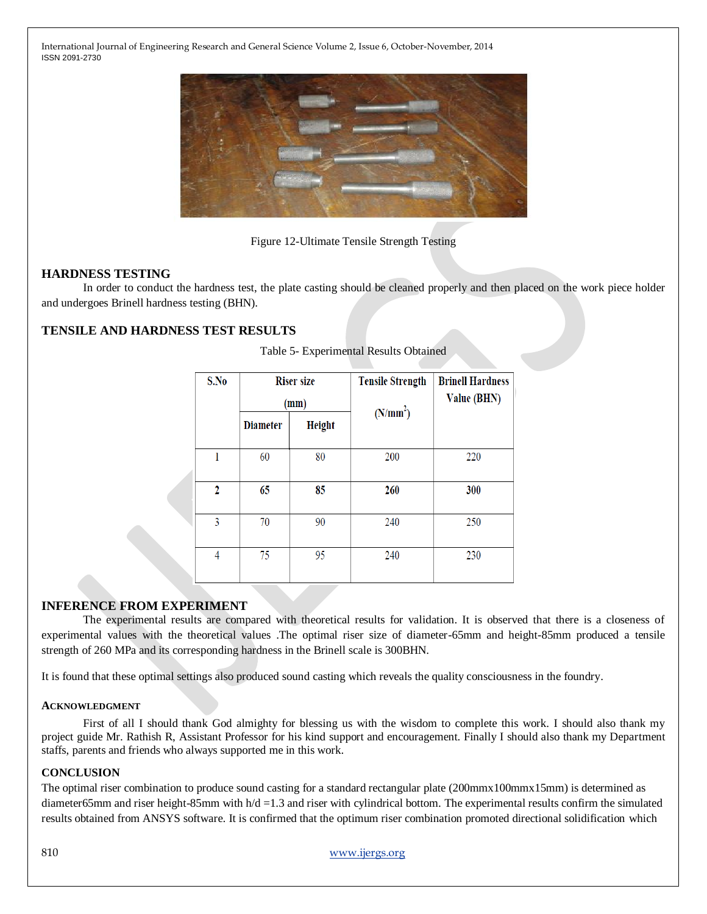Figure 12-Ultimate Tensile Strength Testing

## HARDNESS TESTING

In order to conduct the hardness test, the plate casting should be cleaned properly and then placed on the work piece holder and undergoes Brinell hardness testing (BHN).

## TENSILE AND HARDNESS TEST RESULTS

Table 5- Experimental Results Obtained

| S.No | Riser size (mm) | | Tensile Strength ($N/mm^2$) | Brinell Hardness Value (BHN) |
|---|---|---|---|---|
| | Diameter | Height | | |
| 1 | 60 | 80 | 200 | 220 |
| **2** | **65** | **85** | **260** | **300** |
| 3 | 70 | 90 | 240 | 250 |
| 4 | 75 | 95 | 240 | 230 |

## INFERENCE FROM EXPERIMENT

The experimental results are compared with theoretical results for validation. It is observed that there is a closeness of experimental values with the theoretical values .The optimal riser size of diameter-65mm and height-85mm produced a tensile strength of 260 MPa and its corresponding hardness in the Brinell scale is 300BHN.

It is found that these optimal settings also produced sound casting which reveals the quality consciousness in the foundry.

### ACKNOWLEDGMENT

First of all I should thank God almighty for blessing us with the wisdom to complete this work. I should also thank my project guide Mr. Rathish R, Assistant Professor for his kind support and encouragement. Finally I should also thank my Department staffs, parents and friends who always supported me in this work.

## CONCLUSION

The optimal riser combination to produce sound casting for a standard rectangular plate (200mmx100mmx15mm) is determined as diameter65mm and riser height-85mm with h/d =1.3 and riser with cylindrical bottom. The experimental results confirm the simulated results obtained from ANSYS software. It is confirmed that the optimum riser combination promoted directional solidification which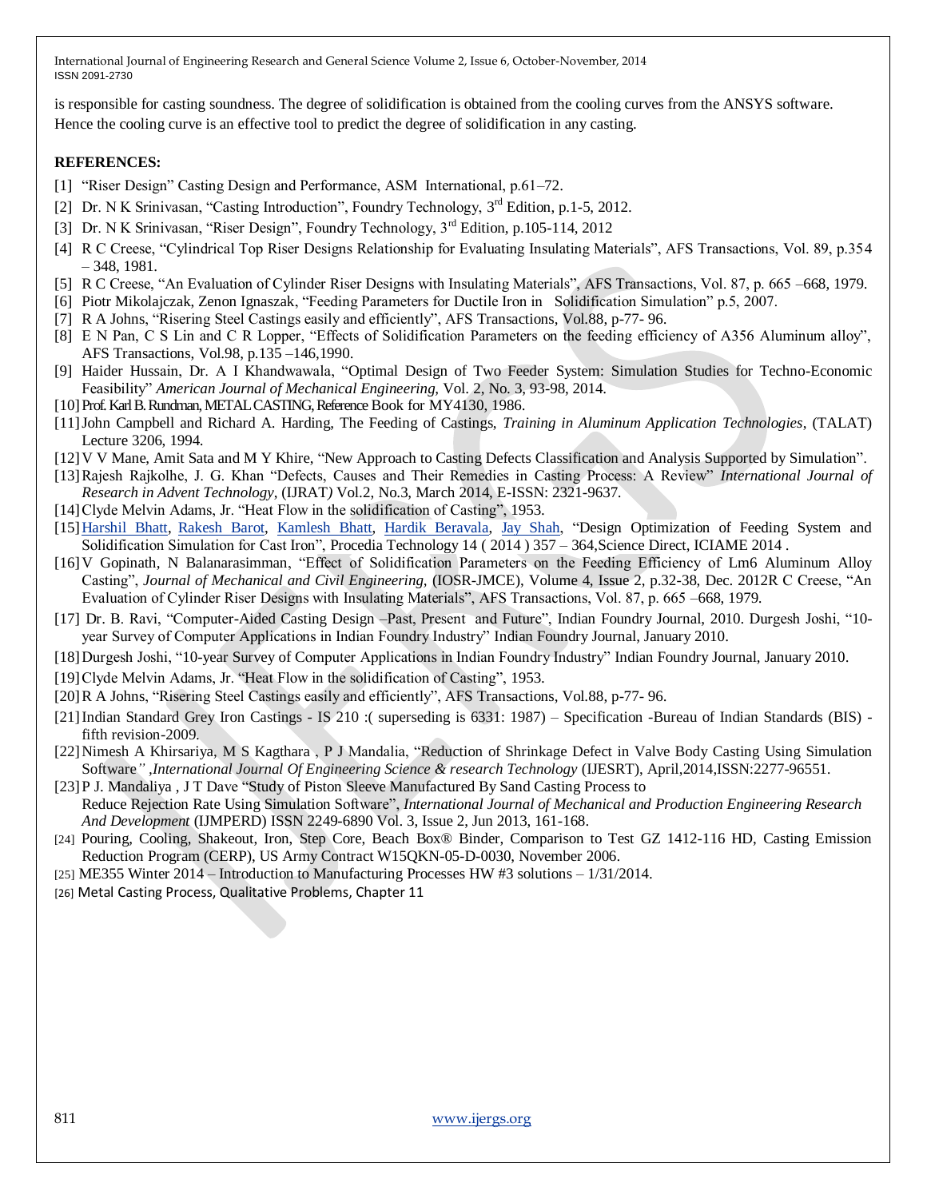is responsible for casting soundness. The degree of solidification is obtained from the cooling curves from the ANSYS software. Hence the cooling curve is an effective tool to predict the degree of solidification in any casting.

**REFERENCES:**

[1] "Riser Design" Casting Design and Performance, ASM International, p.61–72.

[2] Dr. N K Srinivasan, "Casting Introduction", Foundry Technology, 3rd Edition, p.1-5, 2012.

[3] Dr. N K Srinivasan, "Riser Design", Foundry Technology, 3rd Edition, p.105-114, 2012

[4] R C Creese, "Cylindrical Top Riser Designs Relationship for Evaluating Insulating Materials", AFS Transactions, Vol. 89, p.354 – 348, 1981.

[5] R C Creese, "An Evaluation of Cylinder Riser Designs with Insulating Materials", AFS Transactions, Vol. 87, p. 665 –668, 1979.

[6] Piotr Mikolajczak, Zenon Ignaszak, "Feeding Parameters for Ductile Iron in Solidification Simulation" p.5, 2007.

[7] R A Johns, "Risering Steel Castings easily and efficiently", AFS Transactions, Vol.88, p-77- 96.

[8] E N Pan, C S Lin and C R Lopper, "Effects of Solidification Parameters on the feeding efficiency of A356 Aluminum alloy", AFS Transactions, Vol.98, p.135 –146,1990.

[9] Haider Hussain, Dr. A I Khandwawala, "Optimal Design of Two Feeder System: Simulation Studies for Techno-Economic Feasibility" *American Journal of Mechanical Engineering*, Vol. 2, No. 3, 93-98, 2014.

[10] Prof. Karl B. Rundman, METAL CASTING, Reference Book for MY4130, 1986.

[11] John Campbell and Richard A. Harding, The Feeding of Castings, *Training in Aluminum Application Technologies*, (TALAT) Lecture 3206, 1994.

[12] V V Mane, Amit Sata and M Y Khire, "New Approach to Casting Defects Classification and Analysis Supported by Simulation".

[13] Rajesh Rajkolhe, J. G. Khan "Defects, Causes and Their Remedies in Casting Process: A Review" *International Journal of Research in Advent Technology*, (IJRAT) Vol.2, No.3, March 2014, E-ISSN: 2321-9637.

[14] Clyde Melvin Adams, Jr. "Heat Flow in the solidification of Casting", 1953.

[15] Harshil Bhatt, Rakesh Barot, Kamlesh Bhatt, Hardik Beravala, Jay Shah, "Design Optimization of Feeding System and Solidification Simulation for Cast Iron", Procedia Technology 14 ( 2014 ) 357 – 364,Science Direct, ICIAME 2014 .

[16] V Gopinath, N Balanarasimman, "Effect of Solidification Parameters on the Feeding Efficiency of Lm6 Aluminum Alloy Casting", *Journal of Mechanical and Civil Engineering*, (IOSR-JMCE), Volume 4, Issue 2, p.32-38, Dec. 2012R C Creese, "An Evaluation of Cylinder Riser Designs with Insulating Materials", AFS Transactions, Vol. 87, p. 665 –668, 1979.

[17] Dr. B. Ravi, "Computer-Aided Casting Design –Past, Present and Future", Indian Foundry Journal, 2010. Durgesh Joshi, "10-year Survey of Computer Applications in Indian Foundry Industry" Indian Foundry Journal, January 2010.

[18] Durgesh Joshi, "10-year Survey of Computer Applications in Indian Foundry Industry" Indian Foundry Journal, January 2010.

[19] Clyde Melvin Adams, Jr. "Heat Flow in the solidification of Casting", 1953.

[20] R A Johns, "Risering Steel Castings easily and efficiently", AFS Transactions, Vol.88, p-77- 96.

[21] Indian Standard Grey Iron Castings - IS 210 :( superseding is 6331: 1987) – Specification -Bureau of Indian Standards (BIS) - fifth revision-2009.

[22] Nimesh A Khirsariya, M S Kagthara , P J Mandalia, "Reduction of Shrinkage Defect in Valve Body Casting Using Simulation Software" ,*International Journal Of Engineering Science & research Technology* (IJESRT), April,2014,ISSN:2277-96551.

[23] P J. Mandaliya , J T Dave "Study of Piston Sleeve Manufactured By Sand Casting Process to Reduce Rejection Rate Using Simulation Software", *International Journal of Mechanical and Production Engineering Research And Development* (IJMPERD) ISSN 2249-6890 Vol. 3, Issue 2, Jun 2013, 161-168.

[24] Pouring, Cooling, Shakeout, Iron, Step Core, Beach Box® Binder, Comparison to Test GZ 1412-116 HD, Casting Emission Reduction Program (CERP), US Army Contract W15QKN-05-D-0030, November 2006.

[25] ME355 Winter 2014 – Introduction to Manufacturing Processes HW #3 solutions – 1/31/2014.

[26] Metal Casting Process, Qualitative Problems, Chapter 11